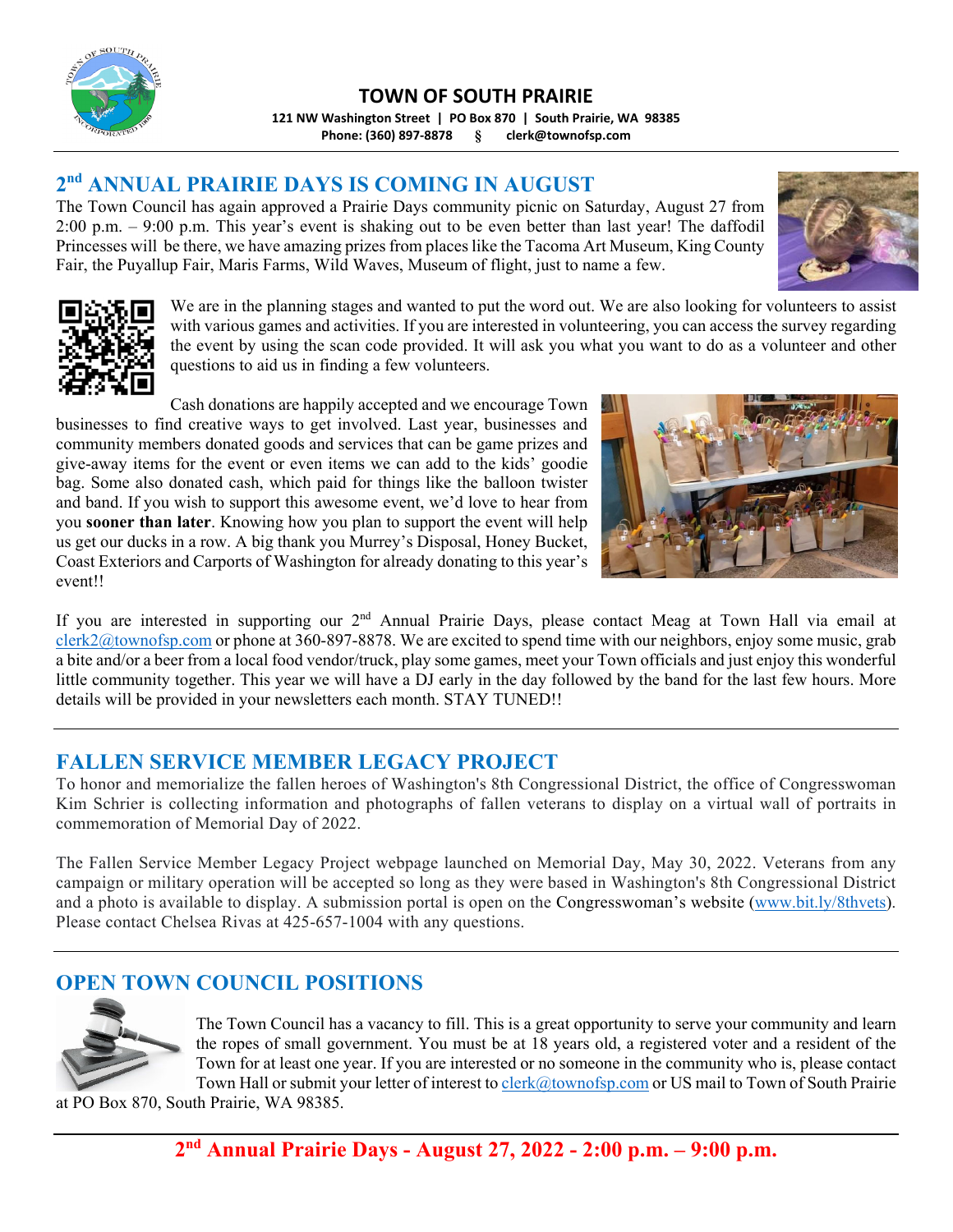# TOWN OF SOUTH PRAIRIE

**121 NW Washington Street | PO Box 870 | South Prairie, WA 98385**
**Phone: (360) 897-8878 § clerk@townofsp.com**

## 2nd ANNUAL PRAIRIE DAYS IS COMING IN AUGUST

The Town Council has again approved a Prairie Days community picnic on Saturday, August 27 from 2:00 p.m. – 9:00 p.m. This year's event is shaking out to be even better than last year! The daffodil Princesses will be there, we have amazing prizes from places like the Tacoma Art Museum, King County Fair, the Puyallup Fair, Maris Farms, Wild Waves, Museum of flight, just to name a few.

We are in the planning stages and wanted to put the word out. We are also looking for volunteers to assist with various games and activities. If you are interested in volunteering, you can access the survey regarding the event by using the scan code provided. It will ask you what you want to do as a volunteer and other questions to aid us in finding a few volunteers.

Cash donations are happily accepted and we encourage Town businesses to find creative ways to get involved. Last year, businesses and community members donated goods and services that can be game prizes and give-away items for the event or even items we can add to the kids' goodie bag. Some also donated cash, which paid for things like the balloon twister and band. If you wish to support this awesome event, we'd love to hear from you **sooner than later**. Knowing how you plan to support the event will help us get our ducks in a row. A big thank you Murrey's Disposal, Honey Bucket, Coast Exteriors and Carports of Washington for already donating to this year's event!!

If you are interested in supporting our 2nd Annual Prairie Days, please contact Meag at Town Hall via email at clerk2@townofsp.com or phone at 360-897-8878. We are excited to spend time with our neighbors, enjoy some music, grab a bite and/or a beer from a local food vendor/truck, play some games, meet your Town officials and just enjoy this wonderful little community together. This year we will have a DJ early in the day followed by the band for the last few hours. More details will be provided in your newsletters each month. STAY TUNED!!

## FALLEN SERVICE MEMBER LEGACY PROJECT

To honor and memorialize the fallen heroes of Washington's 8th Congressional District, the office of Congresswoman Kim Schrier is collecting information and photographs of fallen veterans to display on a virtual wall of portraits in commemoration of Memorial Day of 2022.

The Fallen Service Member Legacy Project webpage launched on Memorial Day, May 30, 2022. Veterans from any campaign or military operation will be accepted so long as they were based in Washington's 8th Congressional District and a photo is available to display. A submission portal is open on the Congresswoman's website (www.bit.ly/8thvets). Please contact Chelsea Rivas at 425-657-1004 with any questions.

## OPEN TOWN COUNCIL POSITIONS

The Town Council has a vacancy to fill. This is a great opportunity to serve your community and learn the ropes of small government. You must be at 18 years old, a registered voter and a resident of the Town for at least one year. If you are interested or no someone in the community who is, please contact Town Hall or submit your letter of interest to clerk@townofsp.com or US mail to Town of South Prairie at PO Box 870, South Prairie, WA 98385.

**2nd Annual Prairie Days - August 27, 2022 - 2:00 p.m. – 9:00 p.m.**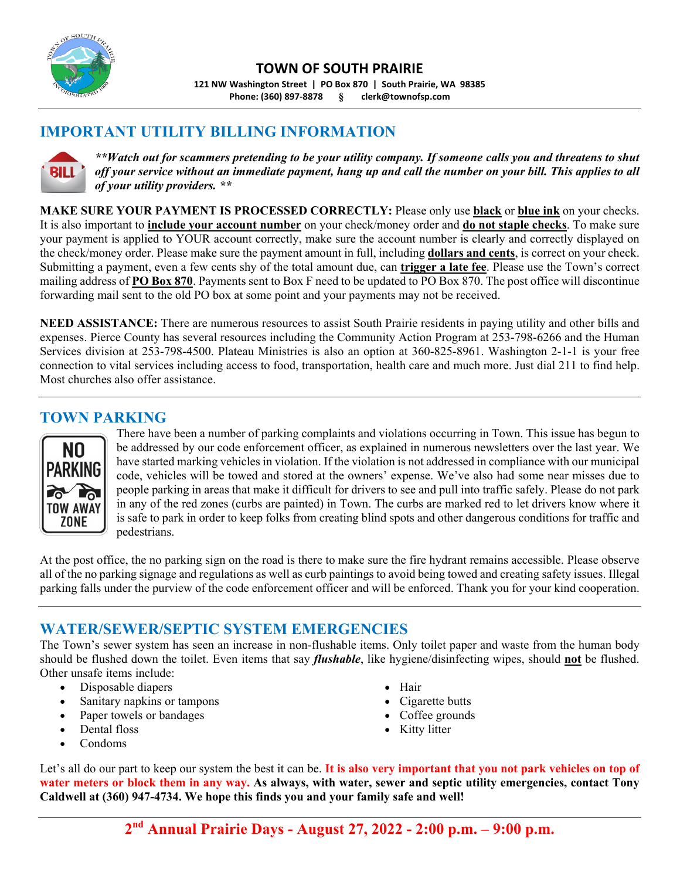# TOWN OF SOUTH PRAIRIE

**121 NW Washington Street | PO Box 870 | South Prairie, WA 98385**
**Phone: (360) 897-8878 § clerk@townofsp.com**

## IMPORTANT UTILITY BILLING INFORMATION

***\*\*Watch out for scammers pretending to be your utility company. If someone calls you and threatens to shut off your service without an immediate payment, hang up and call the number on your bill. This applies to all of your utility providers. \*\****

**MAKE SURE YOUR PAYMENT IS PROCESSED CORRECTLY:** Please only use **black** or **blue ink** on your checks. It is also important to **include your account number** on your check/money order and **do not staple checks**. To make sure your payment is applied to YOUR account correctly, make sure the account number is clearly and correctly displayed on the check/money order. Please make sure the payment amount in full, including **dollars and cents**, is correct on your check. Submitting a payment, even a few cents shy of the total amount due, can **trigger a late fee**. Please use the Town's correct mailing address of **PO Box 870**. Payments sent to Box F need to be updated to PO Box 870. The post office will discontinue forwarding mail sent to the old PO box at some point and your payments may not be received.

**NEED ASSISTANCE:** There are numerous resources to assist South Prairie residents in paying utility and other bills and expenses. Pierce County has several resources including the Community Action Program at 253-798-6266 and the Human Services division at 253-798-4500. Plateau Ministries is also an option at 360-825-8961. Washington 2-1-1 is your free connection to vital services including access to food, transportation, health care and much more. Just dial 211 to find help. Most churches also offer assistance.

## TOWN PARKING

There have been a number of parking complaints and violations occurring in Town. This issue has begun to be addressed by our code enforcement officer, as explained in numerous newsletters over the last year. We have started marking vehicles in violation. If the violation is not addressed in compliance with our municipal code, vehicles will be towed and stored at the owners' expense. We've also had some near misses due to people parking in areas that make it difficult for drivers to see and pull into traffic safely. Please do not park in any of the red zones (curbs are painted) in Town. The curbs are marked red to let drivers know where it is safe to park in order to keep folks from creating blind spots and other dangerous conditions for traffic and pedestrians.

At the post office, the no parking sign on the road is there to make sure the fire hydrant remains accessible. Please observe all of the no parking signage and regulations as well as curb paintings to avoid being towed and creating safety issues. Illegal parking falls under the purview of the code enforcement officer and will be enforced. Thank you for your kind cooperation.

## WATER/SEWER/SEPTIC SYSTEM EMERGENCIES

The Town's sewer system has seen an increase in non-flushable items. Only toilet paper and waste from the human body should be flushed down the toilet. Even items that say ***flushable***, like hygiene/disinfecting wipes, should **not** be flushed. Other unsafe items include:

- Disposable diapers
- Sanitary napkins or tampons
- Paper towels or bandages
- Dental floss
- Condoms
- Hair
- Cigarette butts
- Coffee grounds
- Kitty litter

Let's all do our part to keep our system the best it can be. **It is also very important that you not park vehicles on top of water meters or block them in any way. As always, with water, sewer and septic utility emergencies, contact Tony Caldwell at (360) 947-4734. We hope this finds you and your family safe and well!**

**2nd Annual Prairie Days - August 27, 2022 - 2:00 p.m. – 9:00 p.m.**